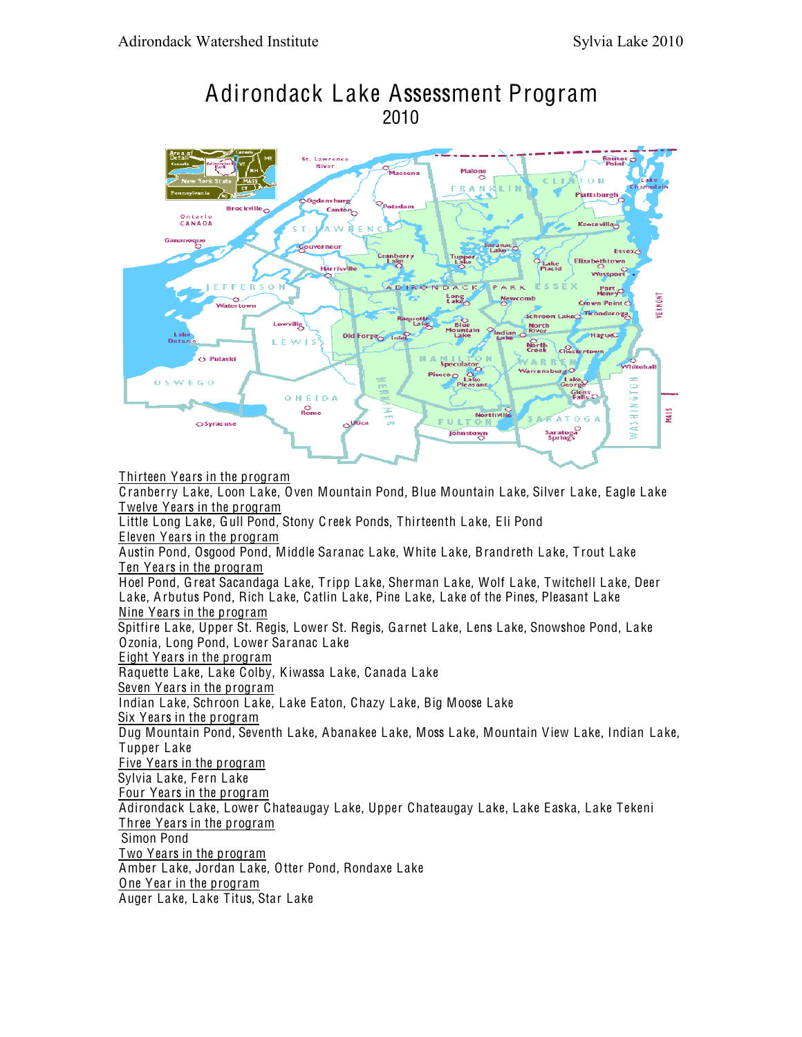# Adirondack Lake Assessment Program
## 2010

Thirteen Years in the program

Cranberry Lake, Loon Lake, Oven Mountain Pond, Blue Mountain Lake, Silver Lake, Eagle Lake

Twelve Years in the program

Little Long Lake, Gull Pond, Stony Creek Ponds, Thirteenth Lake, Eli Pond

Eleven Years in the program

Austin Pond, Osgood Pond, Middle Saranac Lake, White Lake, Brandreth Lake, Trout Lake

Ten Years in the program

Hoel Pond, Great Sacandaga Lake, Tripp Lake, Sherman Lake, Wolf Lake, Twitchell Lake, Deer Lake, Arbutus Pond, Rich Lake, Catlin Lake, Pine Lake, Lake of the Pines, Pleasant Lake

Nine Years in the program

Spitfire Lake, Upper St. Regis, Lower St. Regis, Garnet Lake, Lens Lake, Snowshoe Pond, Lake Ozonia, Long Pond, Lower Saranac Lake

Eight Years in the program

Raquette Lake, Lake Colby, Kiwassa Lake, Canada Lake

Seven Years in the program

Indian Lake, Schroon Lake, Lake Eaton, Chazy Lake, Big Moose Lake

Six Years in the program

Dug Mountain Pond, Seventh Lake, Abanakee Lake, Moss Lake, Mountain View Lake, Indian Lake, Tupper Lake

Five Years in the program

Sylvia Lake, Fern Lake

Four Years in the program

Adirondack Lake, Lower Chateaugay Lake, Upper Chateaugay Lake, Lake Easka, Lake Tekeni

Three Years in the program

Simon Pond

Two Years in the program

Amber Lake, Jordan Lake, Otter Pond, Rondaxe Lake

One Year in the program

Auger Lake, Lake Titus, Star Lake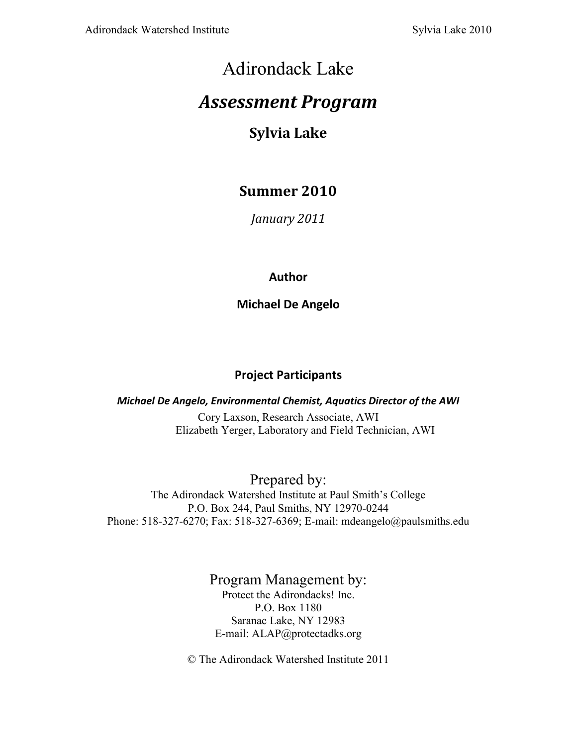# Adirondack Lake

# *Assessment Program*

## Sylvia Lake

## Summer 2010

*January 2011*

**Author**

**Michael De Angelo**

**Project Participants**

***Michael De Angelo, Environmental Chemist, Aquatics Director of the AWI***

Cory Laxson, Research Associate, AWI

Elizabeth Yerger, Laboratory and Field Technician, AWI

Prepared by:

The Adirondack Watershed Institute at Paul Smith's College

P.O. Box 244, Paul Smiths, NY 12970-0244

Phone: 518-327-6270; Fax: 518-327-6369; E-mail: mdeangelo@paulsmiths.edu

Program Management by:

Protect the Adirondacks! Inc.

P.O. Box 1180

Saranac Lake, NY 12983

E-mail: ALAP@protectadks.org

© The Adirondack Watershed Institute 2011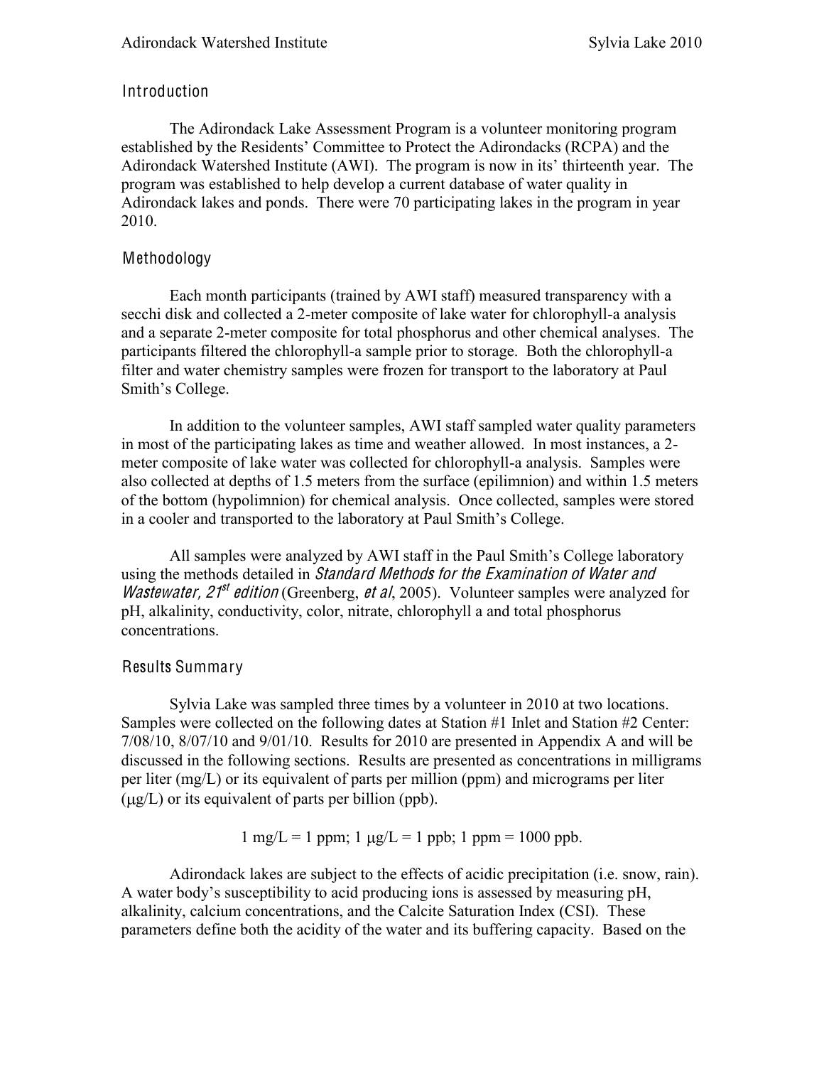## Introduction

The Adirondack Lake Assessment Program is a volunteer monitoring program established by the Residents' Committee to Protect the Adirondacks (RCPA) and the Adirondack Watershed Institute (AWI). The program is now in its' thirteenth year. The program was established to help develop a current database of water quality in Adirondack lakes and ponds. There were 70 participating lakes in the program in year 2010.

## Methodology

Each month participants (trained by AWI staff) measured transparency with a secchi disk and collected a 2-meter composite of lake water for chlorophyll-a analysis and a separate 2-meter composite for total phosphorus and other chemical analyses. The participants filtered the chlorophyll-a sample prior to storage. Both the chlorophyll-a filter and water chemistry samples were frozen for transport to the laboratory at Paul Smith's College.

In addition to the volunteer samples, AWI staff sampled water quality parameters in most of the participating lakes as time and weather allowed. In most instances, a 2-meter composite of lake water was collected for chlorophyll-a analysis. Samples were also collected at depths of 1.5 meters from the surface (epilimnion) and within 1.5 meters of the bottom (hypolimnion) for chemical analysis. Once collected, samples were stored in a cooler and transported to the laboratory at Paul Smith's College.

All samples were analyzed by AWI staff in the Paul Smith's College laboratory using the methods detailed in *Standard Methods for the Examination of Water and Wastewater, 21st edition* (Greenberg, *et al*, 2005). Volunteer samples were analyzed for pH, alkalinity, conductivity, color, nitrate, chlorophyll a and total phosphorus concentrations.

## Results Summary

Sylvia Lake was sampled three times by a volunteer in 2010 at two locations. Samples were collected on the following dates at Station #1 Inlet and Station #2 Center: 7/08/10, 8/07/10 and 9/01/10. Results for 2010 are presented in Appendix A and will be discussed in the following sections. Results are presented as concentrations in milligrams per liter (mg/L) or its equivalent of parts per million (ppm) and micrograms per liter ($\mu$g/L) or its equivalent of parts per billion (ppb).

$$1 \text{ mg/L} = 1 \text{ ppm};\ 1\ \mu\text{g/L} = 1 \text{ ppb};\ 1 \text{ ppm} = 1000 \text{ ppb}.$$

Adirondack lakes are subject to the effects of acidic precipitation (i.e. snow, rain). A water body's susceptibility to acid producing ions is assessed by measuring pH, alkalinity, calcium concentrations, and the Calcite Saturation Index (CSI). These parameters define both the acidity of the water and its buffering capacity. Based on the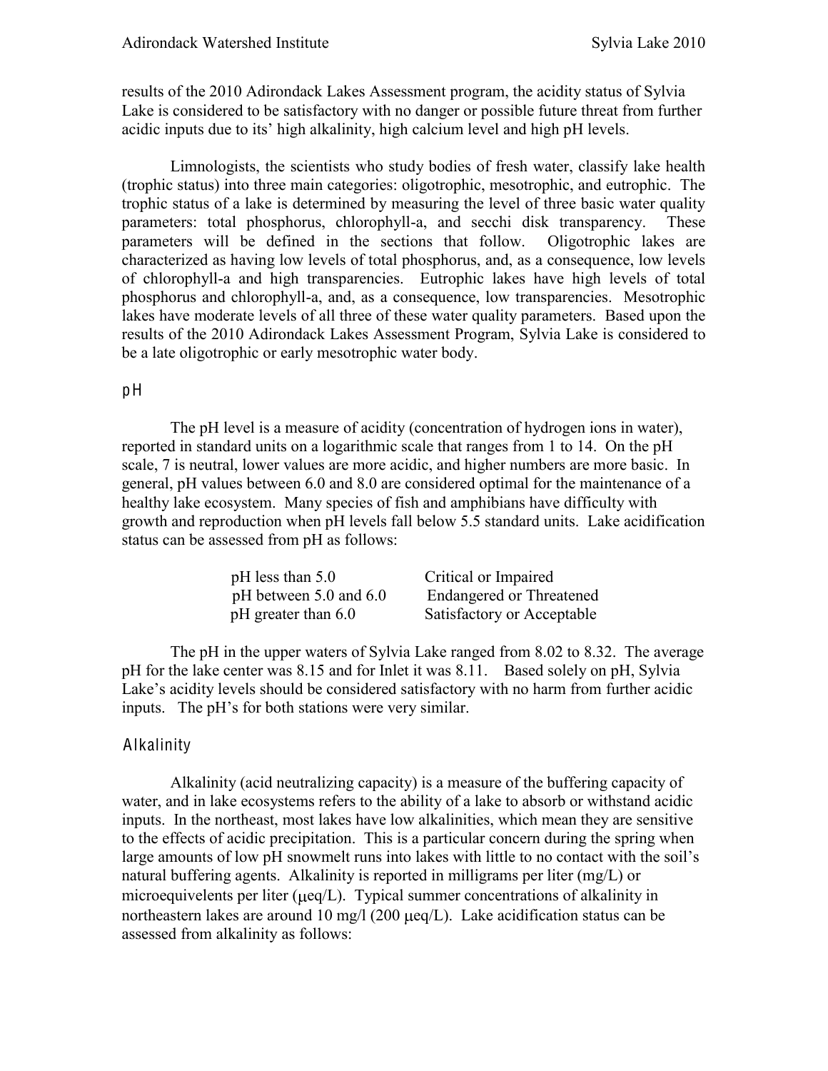results of the 2010 Adirondack Lakes Assessment program, the acidity status of Sylvia Lake is considered to be satisfactory with no danger or possible future threat from further acidic inputs due to its' high alkalinity, high calcium level and high pH levels.

Limnologists, the scientists who study bodies of fresh water, classify lake health (trophic status) into three main categories: oligotrophic, mesotrophic, and eutrophic. The trophic status of a lake is determined by measuring the level of three basic water quality parameters: total phosphorus, chlorophyll-a, and secchi disk transparency. These parameters will be defined in the sections that follow. Oligotrophic lakes are characterized as having low levels of total phosphorus, and, as a consequence, low levels of chlorophyll-a and high transparencies. Eutrophic lakes have high levels of total phosphorus and chlorophyll-a, and, as a consequence, low transparencies. Mesotrophic lakes have moderate levels of all three of these water quality parameters. Based upon the results of the 2010 Adirondack Lakes Assessment Program, Sylvia Lake is considered to be a late oligotrophic or early mesotrophic water body.

## pH

The pH level is a measure of acidity (concentration of hydrogen ions in water), reported in standard units on a logarithmic scale that ranges from 1 to 14. On the pH scale, 7 is neutral, lower values are more acidic, and higher numbers are more basic. In general, pH values between 6.0 and 8.0 are considered optimal for the maintenance of a healthy lake ecosystem. Many species of fish and amphibians have difficulty with growth and reproduction when pH levels fall below 5.5 standard units. Lake acidification status can be assessed from pH as follows:

| pH | Status |
|---|---|
| pH less than 5.0 | Critical or Impaired |
| pH between 5.0 and 6.0 | Endangered or Threatened |
| pH greater than 6.0 | Satisfactory or Acceptable |

The pH in the upper waters of Sylvia Lake ranged from 8.02 to 8.32. The average pH for the lake center was 8.15 and for Inlet it was 8.11. Based solely on pH, Sylvia Lake's acidity levels should be considered satisfactory with no harm from further acidic inputs. The pH's for both stations were very similar.

## Alkalinity

Alkalinity (acid neutralizing capacity) is a measure of the buffering capacity of water, and in lake ecosystems refers to the ability of a lake to absorb or withstand acidic inputs. In the northeast, most lakes have low alkalinities, which mean they are sensitive to the effects of acidic precipitation. This is a particular concern during the spring when large amounts of low pH snowmelt runs into lakes with little to no contact with the soil's natural buffering agents. Alkalinity is reported in milligrams per liter (mg/L) or microequivelents per liter ($\mu$eq/L). Typical summer concentrations of alkalinity in northeastern lakes are around 10 mg/l (200 $\mu$eq/L). Lake acidification status can be assessed from alkalinity as follows: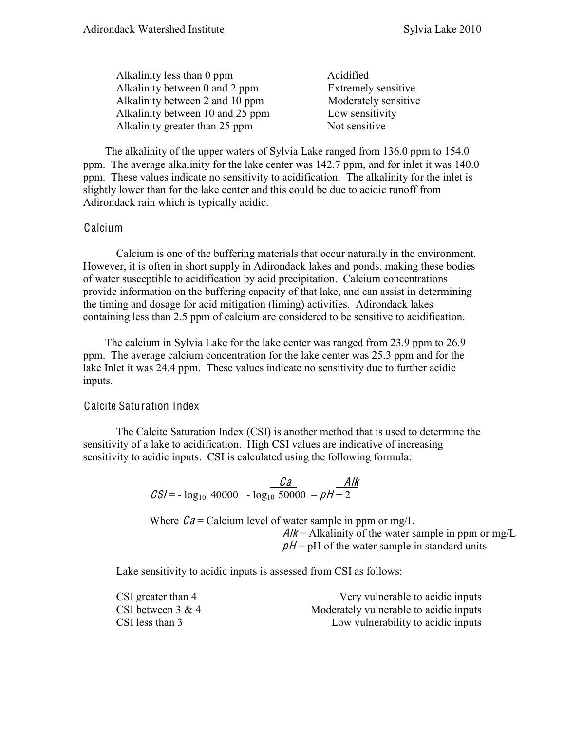| | |
|---|---|
| Alkalinity less than 0 ppm | Acidified |
| Alkalinity between 0 and 2 ppm | Extremely sensitive |
| Alkalinity between 2 and 10 ppm | Moderately sensitive |
| Alkalinity between 10 and 25 ppm | Low sensitivity |
| Alkalinity greater than 25 ppm | Not sensitive |

The alkalinity of the upper waters of Sylvia Lake ranged from 136.0 ppm to 154.0 ppm. The average alkalinity for the lake center was 142.7 ppm, and for inlet it was 140.0 ppm. These values indicate no sensitivity to acidification. The alkalinity for the inlet is slightly lower than for the lake center and this could be due to acidic runoff from Adirondack rain which is typically acidic.

## Calcium

Calcium is one of the buffering materials that occur naturally in the environment. However, it is often in short supply in Adirondack lakes and ponds, making these bodies of water susceptible to acidification by acid precipitation. Calcium concentrations provide information on the buffering capacity of that lake, and can assist in determining the timing and dosage for acid mitigation (liming) activities. Adirondack lakes containing less than 2.5 ppm of calcium are considered to be sensitive to acidification.

The calcium in Sylvia Lake for the lake center was ranged from 23.9 ppm to 26.9 ppm. The average calcium concentration for the lake center was 25.3 ppm and for the lake Inlet it was 24.4 ppm. These values indicate no sensitivity due to further acidic inputs.

## Calcite Saturation Index

The Calcite Saturation Index (CSI) is another method that is used to determine the sensitivity of a lake to acidification. High CSI values are indicative of increasing sensitivity to acidic inputs. CSI is calculated using the following formula:

$$CSI = -\log_{10}\frac{Ca}{40000} - \log_{10}\frac{Alk}{50000} - pH + 2$$

Where $Ca$ = Calcium level of water sample in ppm or mg/L
$Alk$ = Alkalinity of the water sample in ppm or mg/L
$pH$ = pH of the water sample in standard units

Lake sensitivity to acidic inputs is assessed from CSI as follows:

| | |
|---|---|
| CSI greater than 4 | Very vulnerable to acidic inputs |
| CSI between 3 & 4 | Moderately vulnerable to acidic inputs |
| CSI less than 3 | Low vulnerability to acidic inputs |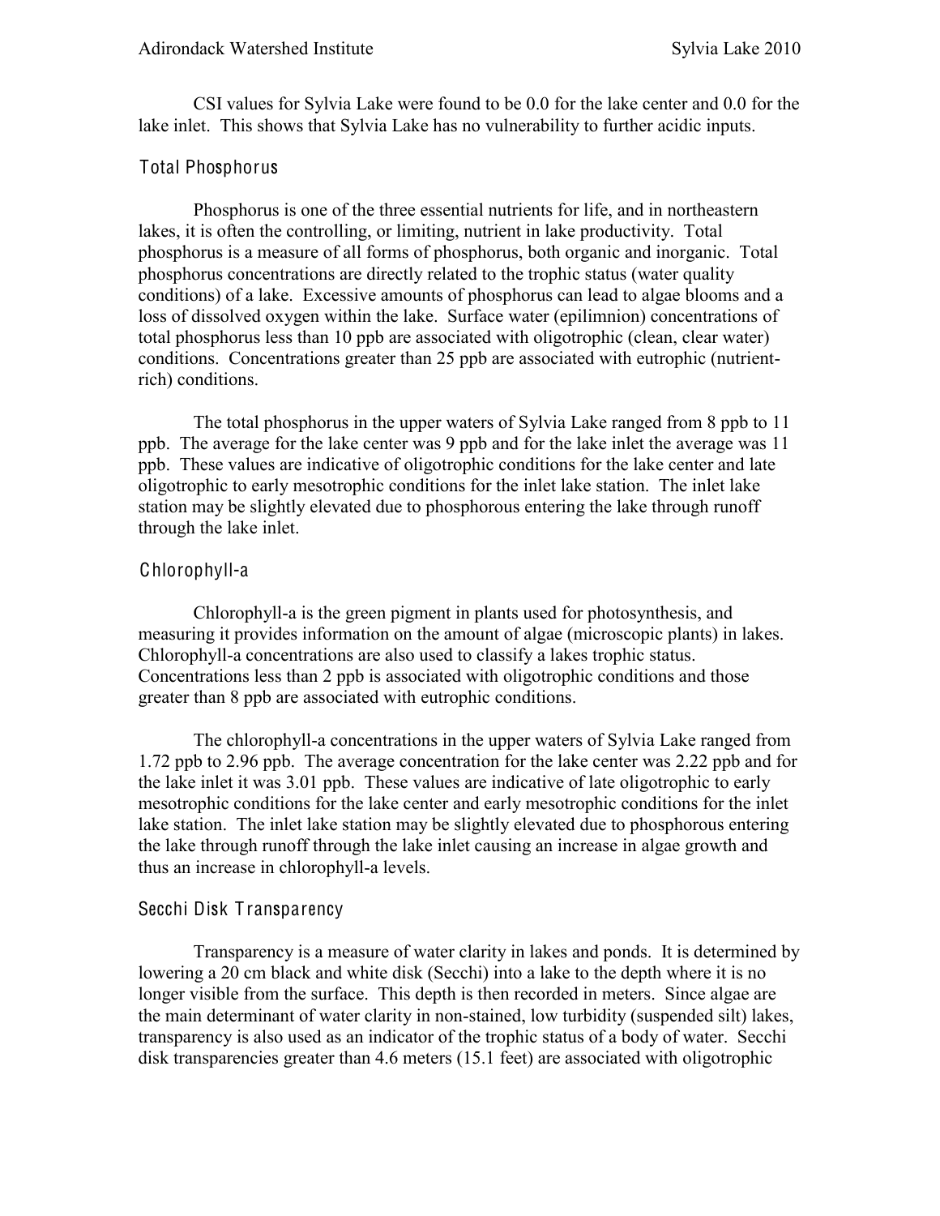CSI values for Sylvia Lake were found to be 0.0 for the lake center and 0.0 for the lake inlet. This shows that Sylvia Lake has no vulnerability to further acidic inputs.

### Total Phosphorus

Phosphorus is one of the three essential nutrients for life, and in northeastern lakes, it is often the controlling, or limiting, nutrient in lake productivity. Total phosphorus is a measure of all forms of phosphorus, both organic and inorganic. Total phosphorus concentrations are directly related to the trophic status (water quality conditions) of a lake. Excessive amounts of phosphorus can lead to algae blooms and a loss of dissolved oxygen within the lake. Surface water (epilimnion) concentrations of total phosphorus less than 10 ppb are associated with oligotrophic (clean, clear water) conditions. Concentrations greater than 25 ppb are associated with eutrophic (nutrient-rich) conditions.

The total phosphorus in the upper waters of Sylvia Lake ranged from 8 ppb to 11 ppb. The average for the lake center was 9 ppb and for the lake inlet the average was 11 ppb. These values are indicative of oligotrophic conditions for the lake center and late oligotrophic to early mesotrophic conditions for the inlet lake station. The inlet lake station may be slightly elevated due to phosphorous entering the lake through runoff through the lake inlet.

### Chlorophyll-a

Chlorophyll-a is the green pigment in plants used for photosynthesis, and measuring it provides information on the amount of algae (microscopic plants) in lakes. Chlorophyll-a concentrations are also used to classify a lakes trophic status. Concentrations less than 2 ppb is associated with oligotrophic conditions and those greater than 8 ppb are associated with eutrophic conditions.

The chlorophyll-a concentrations in the upper waters of Sylvia Lake ranged from 1.72 ppb to 2.96 ppb. The average concentration for the lake center was 2.22 ppb and for the lake inlet it was 3.01 ppb. These values are indicative of late oligotrophic to early mesotrophic conditions for the lake center and early mesotrophic conditions for the inlet lake station. The inlet lake station may be slightly elevated due to phosphorous entering the lake through runoff through the lake inlet causing an increase in algae growth and thus an increase in chlorophyll-a levels.

### Secchi Disk Transparency

Transparency is a measure of water clarity in lakes and ponds. It is determined by lowering a 20 cm black and white disk (Secchi) into a lake to the depth where it is no longer visible from the surface. This depth is then recorded in meters. Since algae are the main determinant of water clarity in non-stained, low turbidity (suspended silt) lakes, transparency is also used as an indicator of the trophic status of a body of water. Secchi disk transparencies greater than 4.6 meters (15.1 feet) are associated with oligotrophic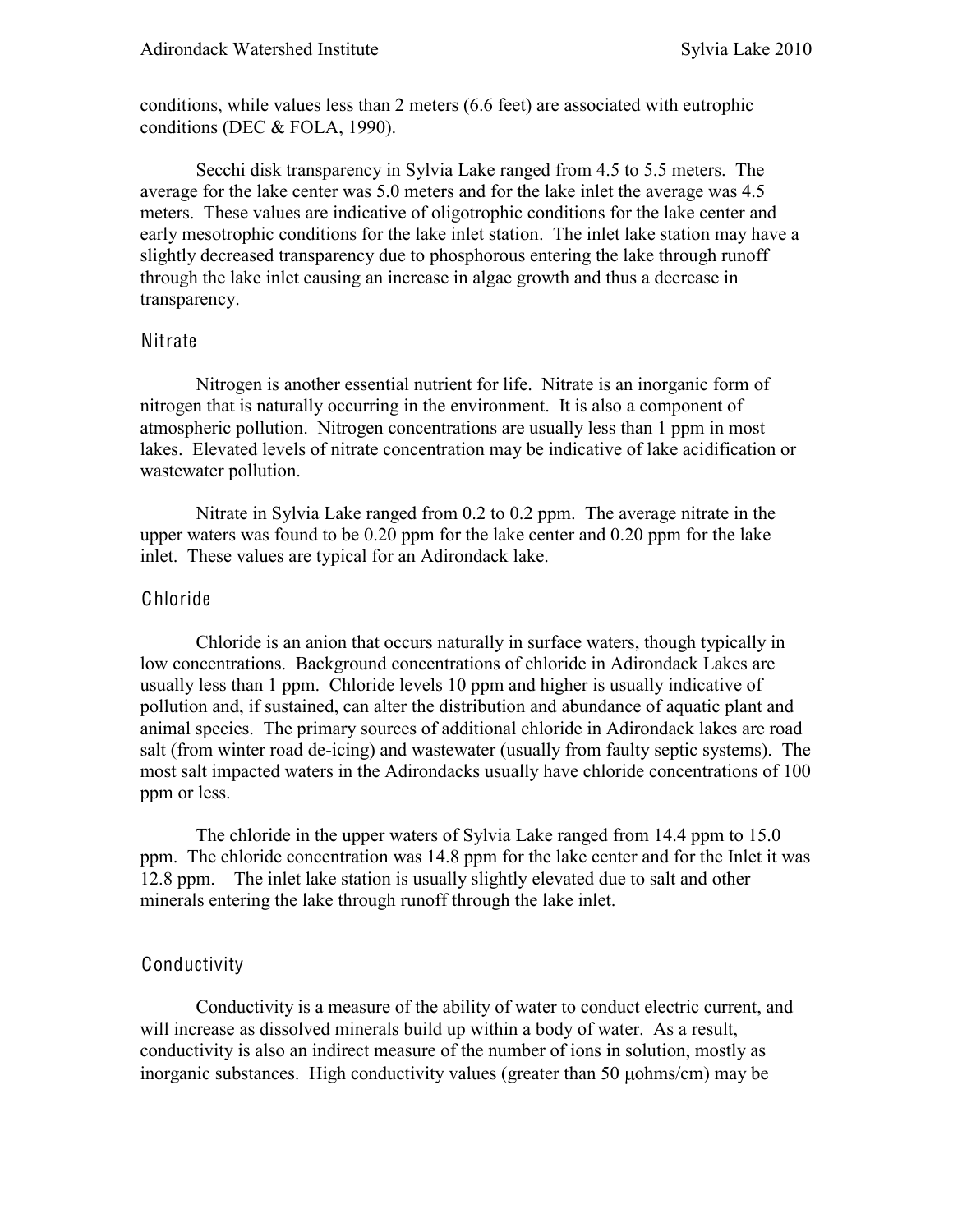conditions, while values less than 2 meters (6.6 feet) are associated with eutrophic conditions (DEC & FOLA, 1990).

Secchi disk transparency in Sylvia Lake ranged from 4.5 to 5.5 meters. The average for the lake center was 5.0 meters and for the lake inlet the average was 4.5 meters. These values are indicative of oligotrophic conditions for the lake center and early mesotrophic conditions for the lake inlet station. The inlet lake station may have a slightly decreased transparency due to phosphorous entering the lake through runoff through the lake inlet causing an increase in algae growth and thus a decrease in transparency.

### Nitrate

Nitrogen is another essential nutrient for life. Nitrate is an inorganic form of nitrogen that is naturally occurring in the environment. It is also a component of atmospheric pollution. Nitrogen concentrations are usually less than 1 ppm in most lakes. Elevated levels of nitrate concentration may be indicative of lake acidification or wastewater pollution.

Nitrate in Sylvia Lake ranged from 0.2 to 0.2 ppm. The average nitrate in the upper waters was found to be 0.20 ppm for the lake center and 0.20 ppm for the lake inlet. These values are typical for an Adirondack lake.

### Chloride

Chloride is an anion that occurs naturally in surface waters, though typically in low concentrations. Background concentrations of chloride in Adirondack Lakes are usually less than 1 ppm. Chloride levels 10 ppm and higher is usually indicative of pollution and, if sustained, can alter the distribution and abundance of aquatic plant and animal species. The primary sources of additional chloride in Adirondack lakes are road salt (from winter road de-icing) and wastewater (usually from faulty septic systems). The most salt impacted waters in the Adirondacks usually have chloride concentrations of 100 ppm or less.

The chloride in the upper waters of Sylvia Lake ranged from 14.4 ppm to 15.0 ppm. The chloride concentration was 14.8 ppm for the lake center and for the Inlet it was 12.8 ppm. The inlet lake station is usually slightly elevated due to salt and other minerals entering the lake through runoff through the lake inlet.

### Conductivity

Conductivity is a measure of the ability of water to conduct electric current, and will increase as dissolved minerals build up within a body of water. As a result, conductivity is also an indirect measure of the number of ions in solution, mostly as inorganic substances. High conductivity values (greater than 50 μohms/cm) may be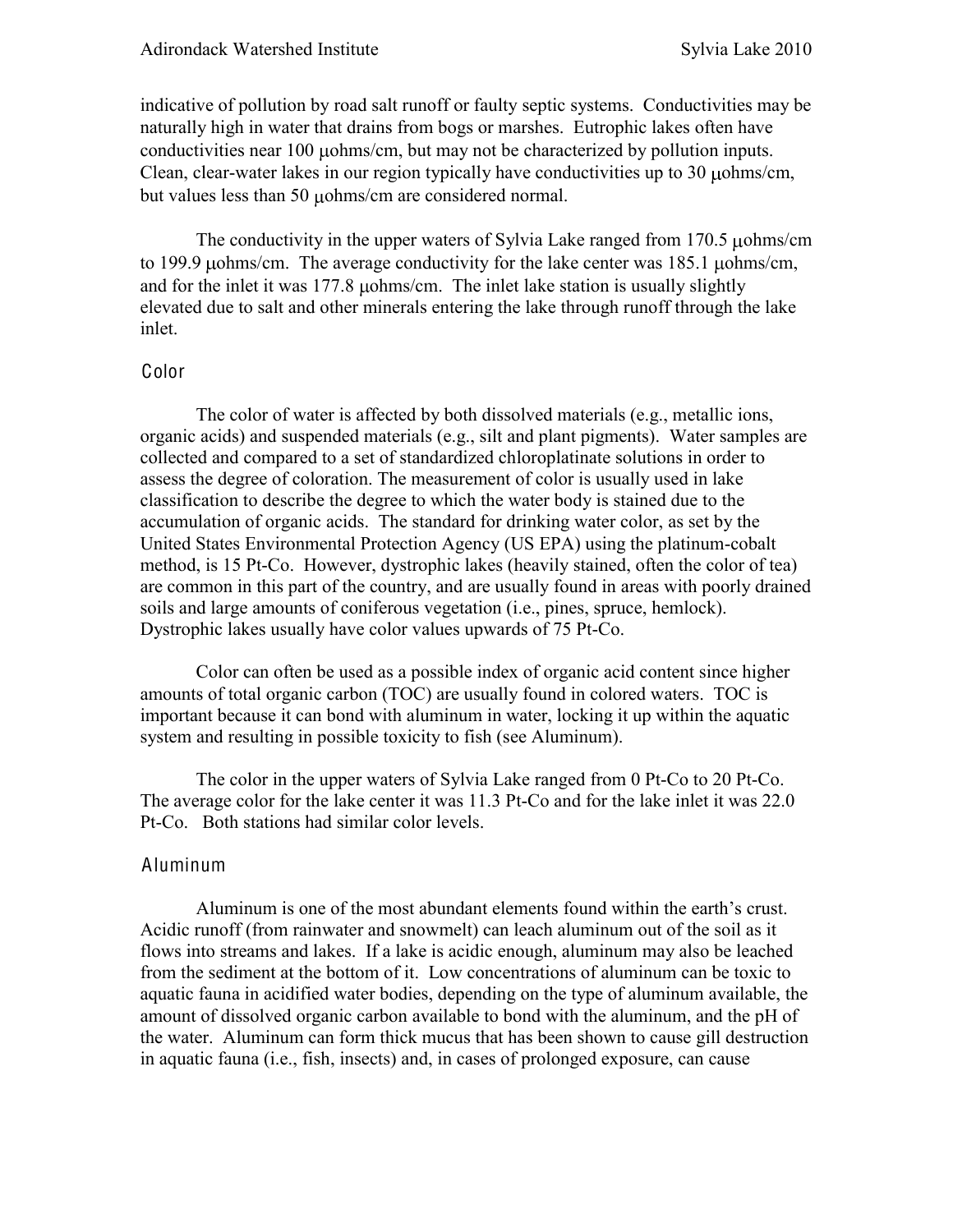indicative of pollution by road salt runoff or faulty septic systems. Conductivities may be naturally high in water that drains from bogs or marshes. Eutrophic lakes often have conductivities near 100 μohms/cm, but may not be characterized by pollution inputs. Clean, clear-water lakes in our region typically have conductivities up to 30 μohms/cm, but values less than 50 μohms/cm are considered normal.

The conductivity in the upper waters of Sylvia Lake ranged from 170.5 μohms/cm to 199.9 μohms/cm. The average conductivity for the lake center was 185.1 μohms/cm, and for the inlet it was 177.8 μohms/cm. The inlet lake station is usually slightly elevated due to salt and other minerals entering the lake through runoff through the lake inlet.

### Color

The color of water is affected by both dissolved materials (e.g., metallic ions, organic acids) and suspended materials (e.g., silt and plant pigments). Water samples are collected and compared to a set of standardized chloroplatinate solutions in order to assess the degree of coloration. The measurement of color is usually used in lake classification to describe the degree to which the water body is stained due to the accumulation of organic acids. The standard for drinking water color, as set by the United States Environmental Protection Agency (US EPA) using the platinum-cobalt method, is 15 Pt-Co. However, dystrophic lakes (heavily stained, often the color of tea) are common in this part of the country, and are usually found in areas with poorly drained soils and large amounts of coniferous vegetation (i.e., pines, spruce, hemlock). Dystrophic lakes usually have color values upwards of 75 Pt-Co.

Color can often be used as a possible index of organic acid content since higher amounts of total organic carbon (TOC) are usually found in colored waters. TOC is important because it can bond with aluminum in water, locking it up within the aquatic system and resulting in possible toxicity to fish (see Aluminum).

The color in the upper waters of Sylvia Lake ranged from 0 Pt-Co to 20 Pt-Co. The average color for the lake center it was 11.3 Pt-Co and for the lake inlet it was 22.0 Pt-Co. Both stations had similar color levels.

### Aluminum

Aluminum is one of the most abundant elements found within the earth's crust. Acidic runoff (from rainwater and snowmelt) can leach aluminum out of the soil as it flows into streams and lakes. If a lake is acidic enough, aluminum may also be leached from the sediment at the bottom of it. Low concentrations of aluminum can be toxic to aquatic fauna in acidified water bodies, depending on the type of aluminum available, the amount of dissolved organic carbon available to bond with the aluminum, and the pH of the water. Aluminum can form thick mucus that has been shown to cause gill destruction in aquatic fauna (i.e., fish, insects) and, in cases of prolonged exposure, can cause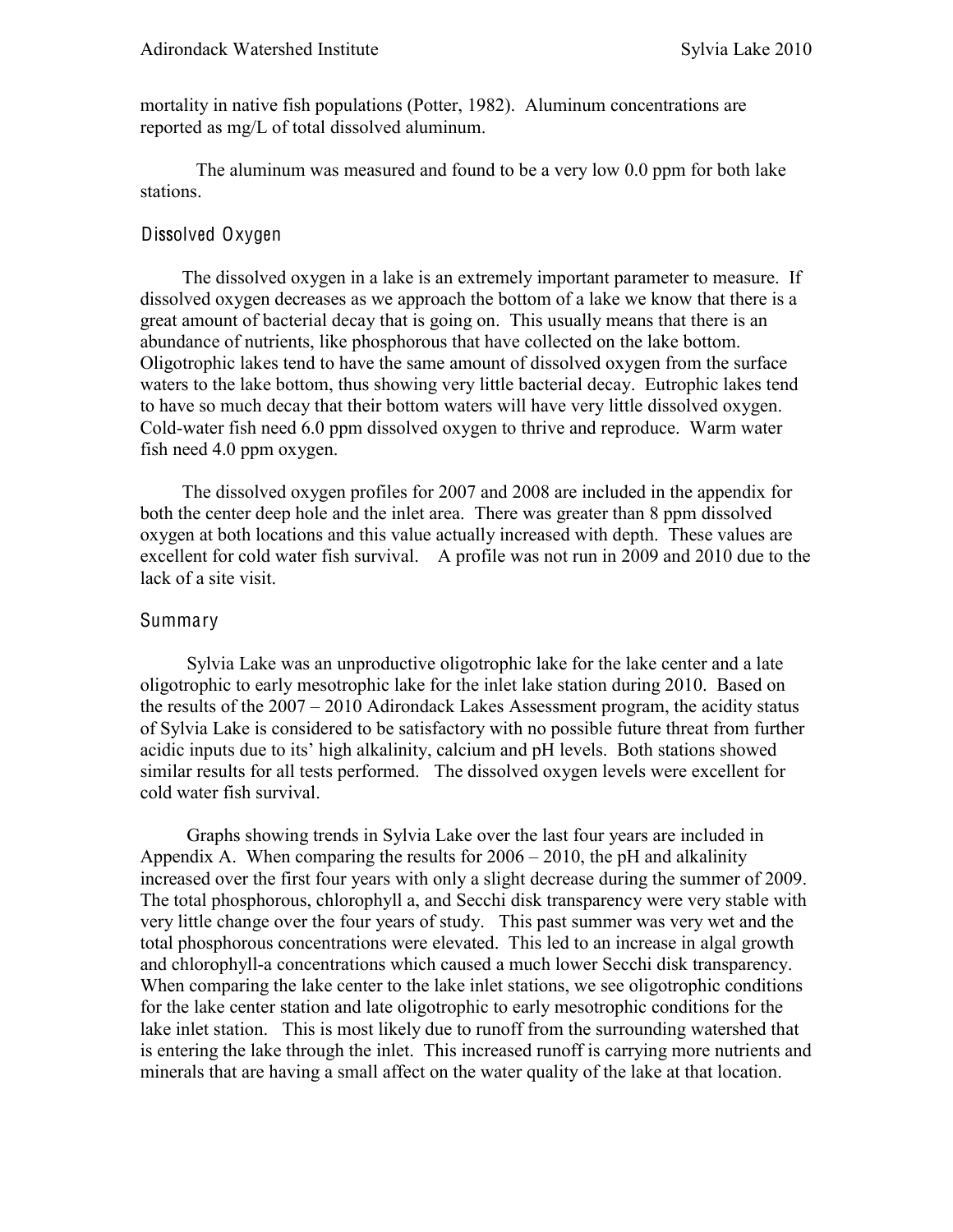mortality in native fish populations (Potter, 1982). Aluminum concentrations are reported as mg/L of total dissolved aluminum.

The aluminum was measured and found to be a very low 0.0 ppm for both lake stations.

## Dissolved Oxygen

The dissolved oxygen in a lake is an extremely important parameter to measure. If dissolved oxygen decreases as we approach the bottom of a lake we know that there is a great amount of bacterial decay that is going on. This usually means that there is an abundance of nutrients, like phosphorous that have collected on the lake bottom. Oligotrophic lakes tend to have the same amount of dissolved oxygen from the surface waters to the lake bottom, thus showing very little bacterial decay. Eutrophic lakes tend to have so much decay that their bottom waters will have very little dissolved oxygen. Cold-water fish need 6.0 ppm dissolved oxygen to thrive and reproduce. Warm water fish need 4.0 ppm oxygen.

The dissolved oxygen profiles for 2007 and 2008 are included in the appendix for both the center deep hole and the inlet area. There was greater than 8 ppm dissolved oxygen at both locations and this value actually increased with depth. These values are excellent for cold water fish survival. A profile was not run in 2009 and 2010 due to the lack of a site visit.

## Summary

Sylvia Lake was an unproductive oligotrophic lake for the lake center and a late oligotrophic to early mesotrophic lake for the inlet lake station during 2010. Based on the results of the 2007 – 2010 Adirondack Lakes Assessment program, the acidity status of Sylvia Lake is considered to be satisfactory with no possible future threat from further acidic inputs due to its' high alkalinity, calcium and pH levels. Both stations showed similar results for all tests performed. The dissolved oxygen levels were excellent for cold water fish survival.

Graphs showing trends in Sylvia Lake over the last four years are included in Appendix A. When comparing the results for 2006 – 2010, the pH and alkalinity increased over the first four years with only a slight decrease during the summer of 2009. The total phosphorous, chlorophyll a, and Secchi disk transparency were very stable with very little change over the four years of study. This past summer was very wet and the total phosphorous concentrations were elevated. This led to an increase in algal growth and chlorophyll-a concentrations which caused a much lower Secchi disk transparency. When comparing the lake center to the lake inlet stations, we see oligotrophic conditions for the lake center station and late oligotrophic to early mesotrophic conditions for the lake inlet station. This is most likely due to runoff from the surrounding watershed that is entering the lake through the inlet. This increased runoff is carrying more nutrients and minerals that are having a small affect on the water quality of the lake at that location.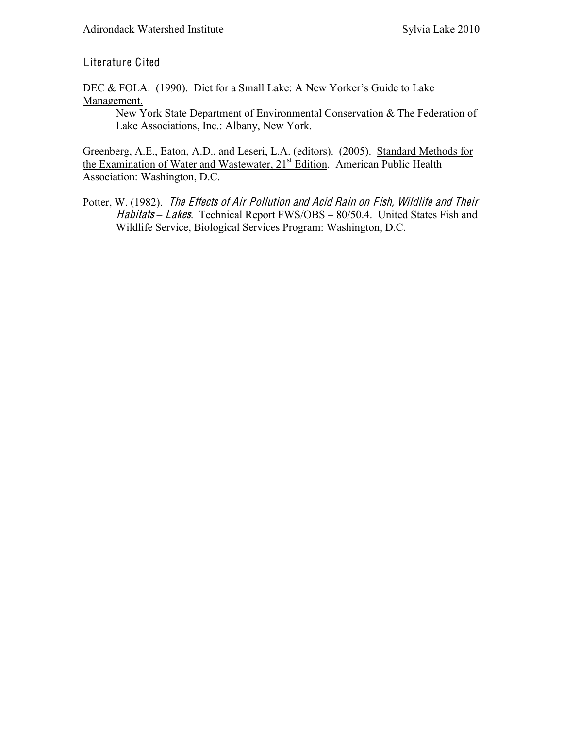## Literature Cited

DEC & FOLA. (1990). <u>Diet for a Small Lake: A New Yorker's Guide to Lake Management.</u>
New York State Department of Environmental Conservation & The Federation of Lake Associations, Inc.: Albany, New York.

Greenberg, A.E., Eaton, A.D., and Leseri, L.A. (editors). (2005). <u>Standard Methods for the Examination of Water and Wastewater, 21st Edition</u>. American Public Health Association: Washington, D.C.

Potter, W. (1982). *The Effects of Air Pollution and Acid Rain on Fish, Wildlife and Their Habitats – Lakes*. Technical Report FWS/OBS – 80/50.4. United States Fish and Wildlife Service, Biological Services Program: Washington, D.C.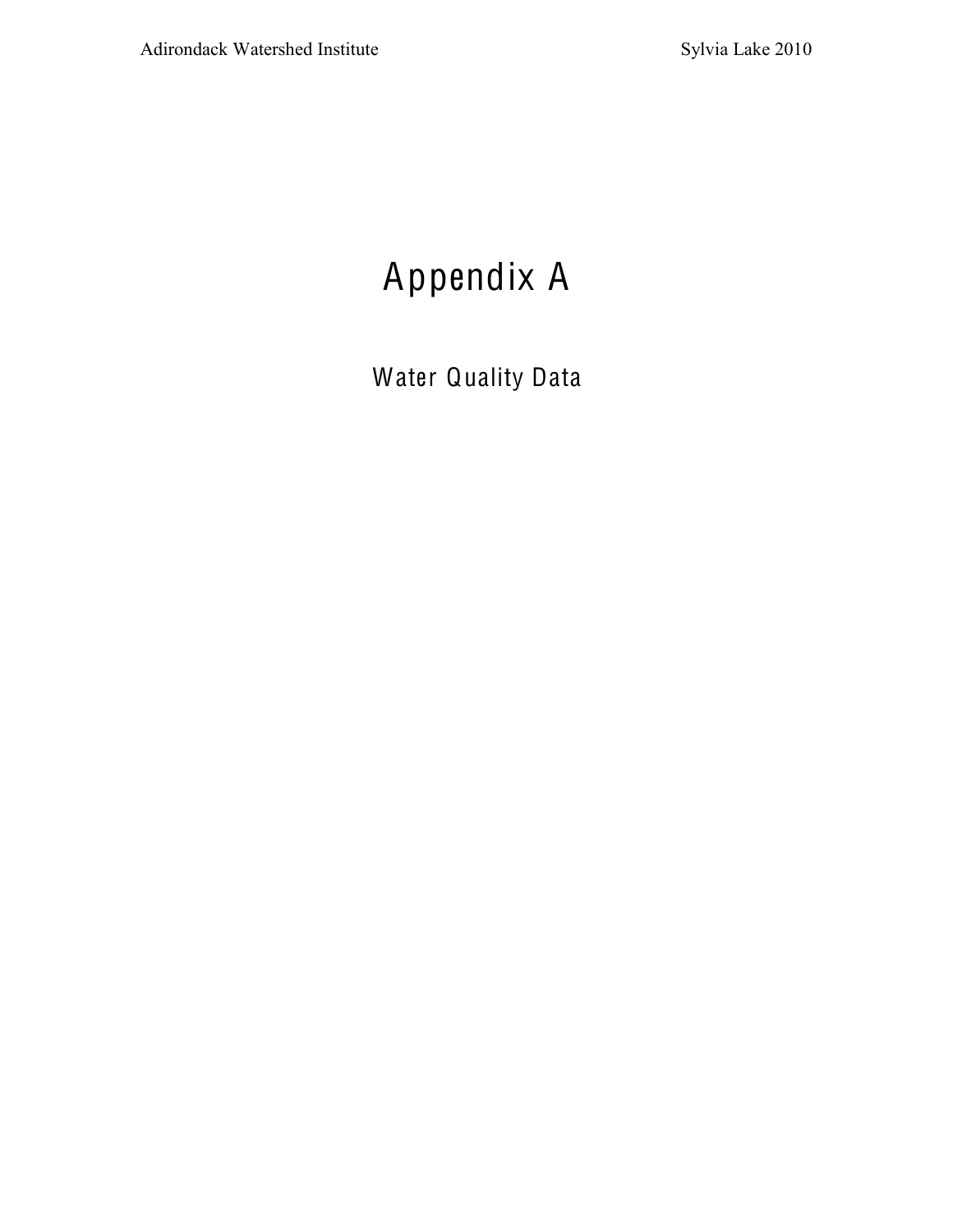# Appendix A

## Water Quality Data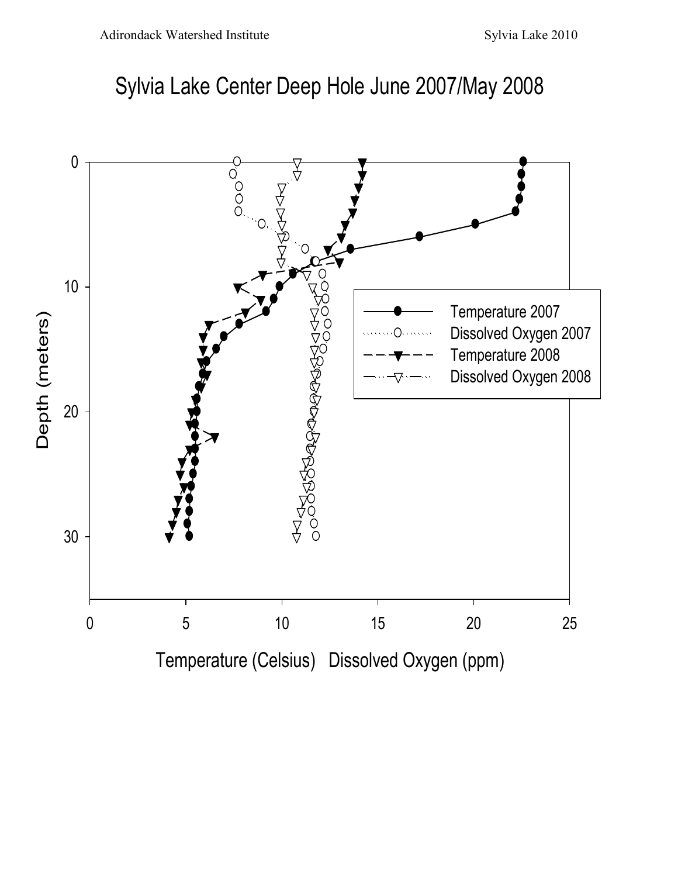# Sylvia Lake Center Deep Hole June 2007/May 2008

Depth (meters)

Temperature (Celsius) Dissolved Oxygen (ppm)

- Temperature 2007
- Dissolved Oxygen 2007
- Temperature 2008
- Dissolved Oxygen 2008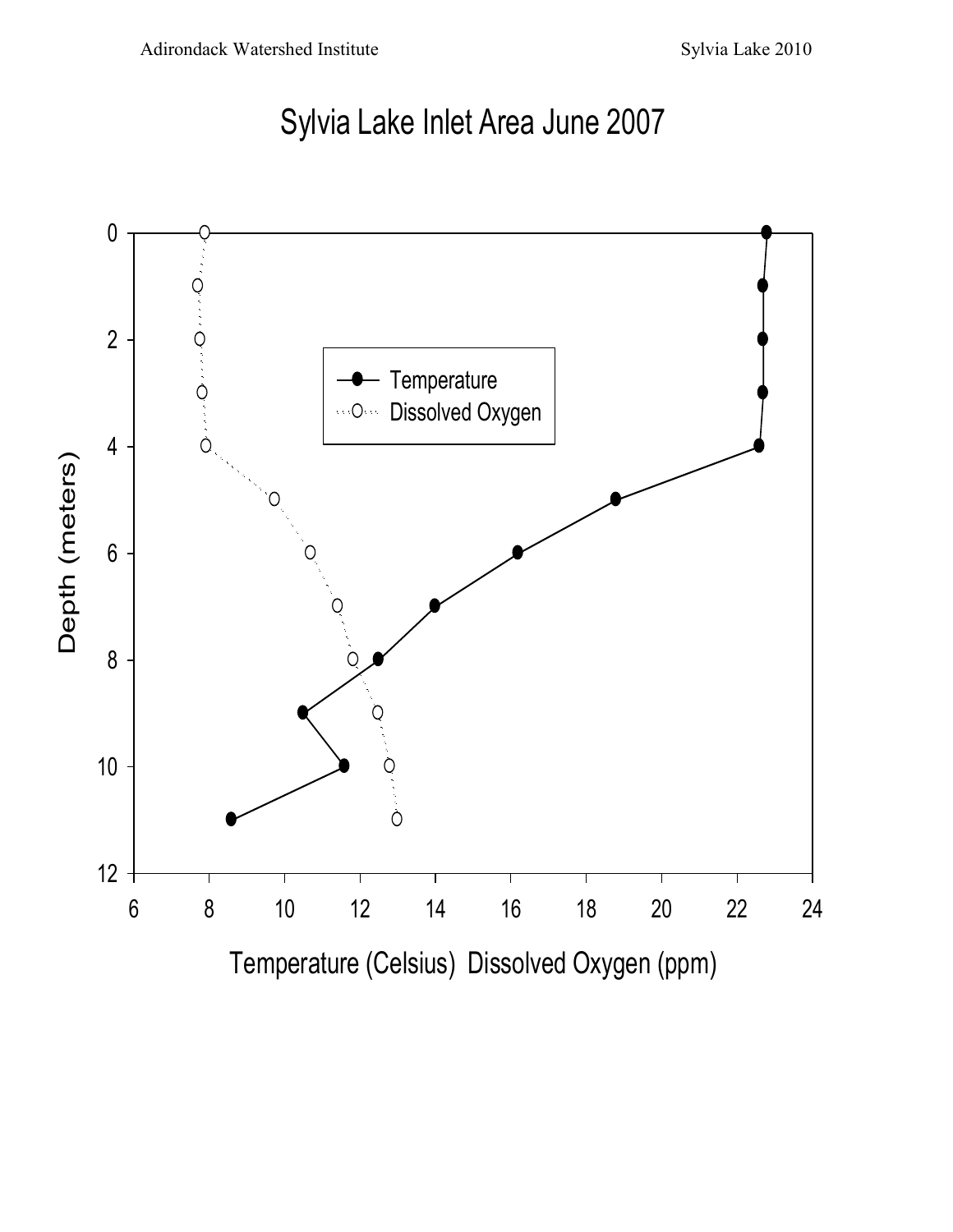# Sylvia Lake Inlet Area June 2007

Depth (meters)

Temperature (Celsius) Dissolved Oxygen (ppm)

- Temperature
- Dissolved Oxygen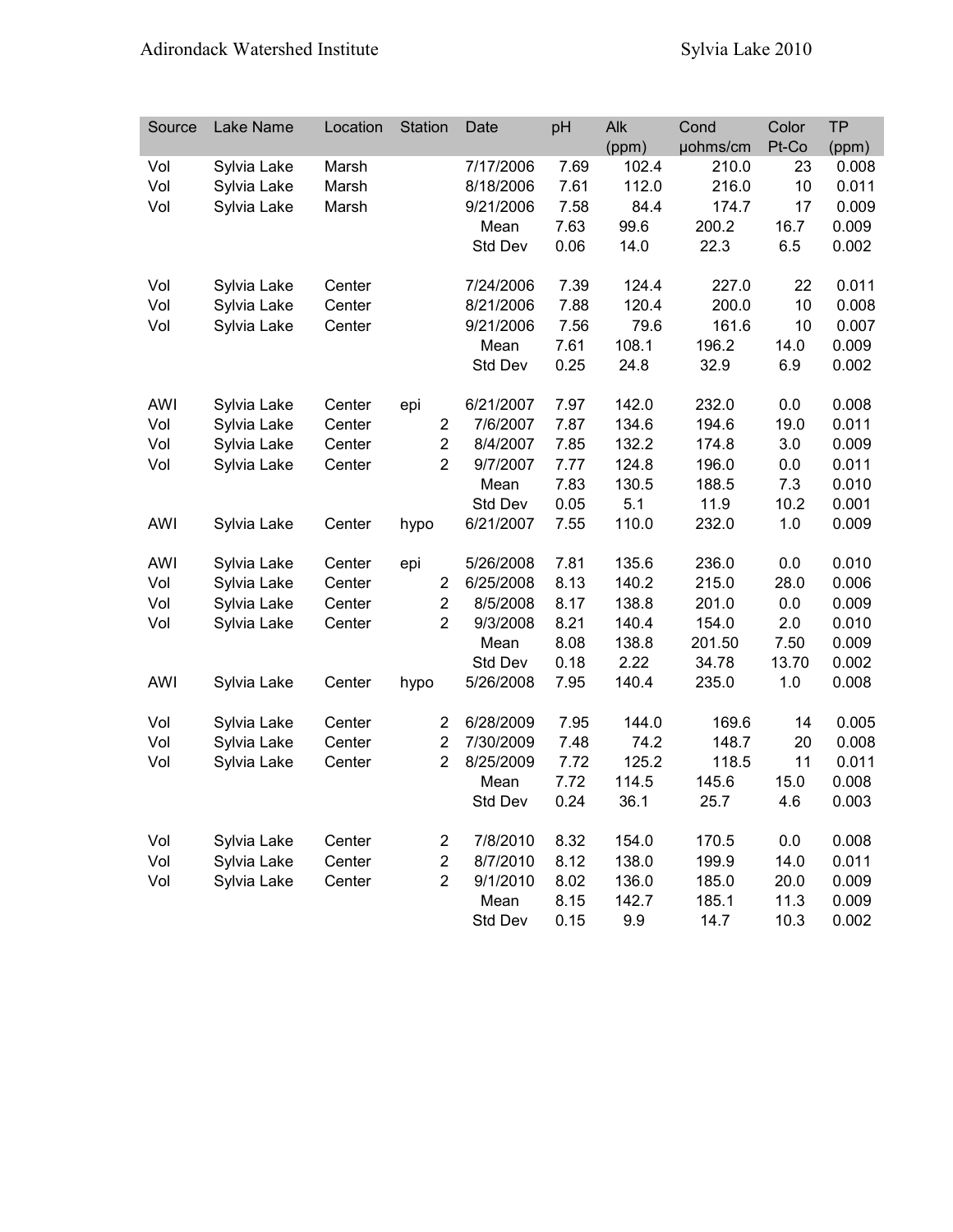| Source | Lake Name | Location | Station | Date | pH | Alk (ppm) | Cond μohms/cm | Color Pt-Co | TP (ppm) |
|---|---|---|---|---|---|---|---|---|---|
| Vol | Sylvia Lake | Marsh | | 7/17/2006 | 7.69 | 102.4 | 210.0 | 23 | 0.008 |
| Vol | Sylvia Lake | Marsh | | 8/18/2006 | 7.61 | 112.0 | 216.0 | 10 | 0.011 |
| Vol | Sylvia Lake | Marsh | | 9/21/2006 | 7.58 | 84.4 | 174.7 | 17 | 0.009 |
| | | | | Mean | 7.63 | 99.6 | 200.2 | 16.7 | 0.009 |
| | | | | Std Dev | 0.06 | 14.0 | 22.3 | 6.5 | 0.002 |
| | | | | | | | | | |
| Vol | Sylvia Lake | Center | | 7/24/2006 | 7.39 | 124.4 | 227.0 | 22 | 0.011 |
| Vol | Sylvia Lake | Center | | 8/21/2006 | 7.88 | 120.4 | 200.0 | 10 | 0.008 |
| Vol | Sylvia Lake | Center | | 9/21/2006 | 7.56 | 79.6 | 161.6 | 10 | 0.007 |
| | | | | Mean | 7.61 | 108.1 | 196.2 | 14.0 | 0.009 |
| | | | | Std Dev | 0.25 | 24.8 | 32.9 | 6.9 | 0.002 |
| | | | | | | | | | |
| AWI | Sylvia Lake | Center | epi | 6/21/2007 | 7.97 | 142.0 | 232.0 | 0.0 | 0.008 |
| Vol | Sylvia Lake | Center | 2 | 7/6/2007 | 7.87 | 134.6 | 194.6 | 19.0 | 0.011 |
| Vol | Sylvia Lake | Center | 2 | 8/4/2007 | 7.85 | 132.2 | 174.8 | 3.0 | 0.009 |
| Vol | Sylvia Lake | Center | 2 | 9/7/2007 | 7.77 | 124.8 | 196.0 | 0.0 | 0.011 |
| | | | | Mean | 7.83 | 130.5 | 188.5 | 7.3 | 0.010 |
| | | | | Std Dev | 0.05 | 5.1 | 11.9 | 10.2 | 0.001 |
| AWI | Sylvia Lake | Center | hypo | 6/21/2007 | 7.55 | 110.0 | 232.0 | 1.0 | 0.009 |
| | | | | | | | | | |
| AWI | Sylvia Lake | Center | epi | 5/26/2008 | 7.81 | 135.6 | 236.0 | 0.0 | 0.010 |
| Vol | Sylvia Lake | Center | 2 | 6/25/2008 | 8.13 | 140.2 | 215.0 | 28.0 | 0.006 |
| Vol | Sylvia Lake | Center | 2 | 8/5/2008 | 8.17 | 138.8 | 201.0 | 0.0 | 0.009 |
| Vol | Sylvia Lake | Center | 2 | 9/3/2008 | 8.21 | 140.4 | 154.0 | 2.0 | 0.010 |
| | | | | Mean | 8.08 | 138.8 | 201.50 | 7.50 | 0.009 |
| | | | | Std Dev | 0.18 | 2.22 | 34.78 | 13.70 | 0.002 |
| AWI | Sylvia Lake | Center | hypo | 5/26/2008 | 7.95 | 140.4 | 235.0 | 1.0 | 0.008 |
| | | | | | | | | | |
| Vol | Sylvia Lake | Center | 2 | 6/28/2009 | 7.95 | 144.0 | 169.6 | 14 | 0.005 |
| Vol | Sylvia Lake | Center | 2 | 7/30/2009 | 7.48 | 74.2 | 148.7 | 20 | 0.008 |
| Vol | Sylvia Lake | Center | 2 | 8/25/2009 | 7.72 | 125.2 | 118.5 | 11 | 0.011 |
| | | | | Mean | 7.72 | 114.5 | 145.6 | 15.0 | 0.008 |
| | | | | Std Dev | 0.24 | 36.1 | 25.7 | 4.6 | 0.003 |
| | | | | | | | | | |
| Vol | Sylvia Lake | Center | 2 | 7/8/2010 | 8.32 | 154.0 | 170.5 | 0.0 | 0.008 |
| Vol | Sylvia Lake | Center | 2 | 8/7/2010 | 8.12 | 138.0 | 199.9 | 14.0 | 0.011 |
| Vol | Sylvia Lake | Center | 2 | 9/1/2010 | 8.02 | 136.0 | 185.0 | 20.0 | 0.009 |
| | | | | Mean | 8.15 | 142.7 | 185.1 | 11.3 | 0.009 |
| | | | | Std Dev | 0.15 | 9.9 | 14.7 | 10.3 | 0.002 |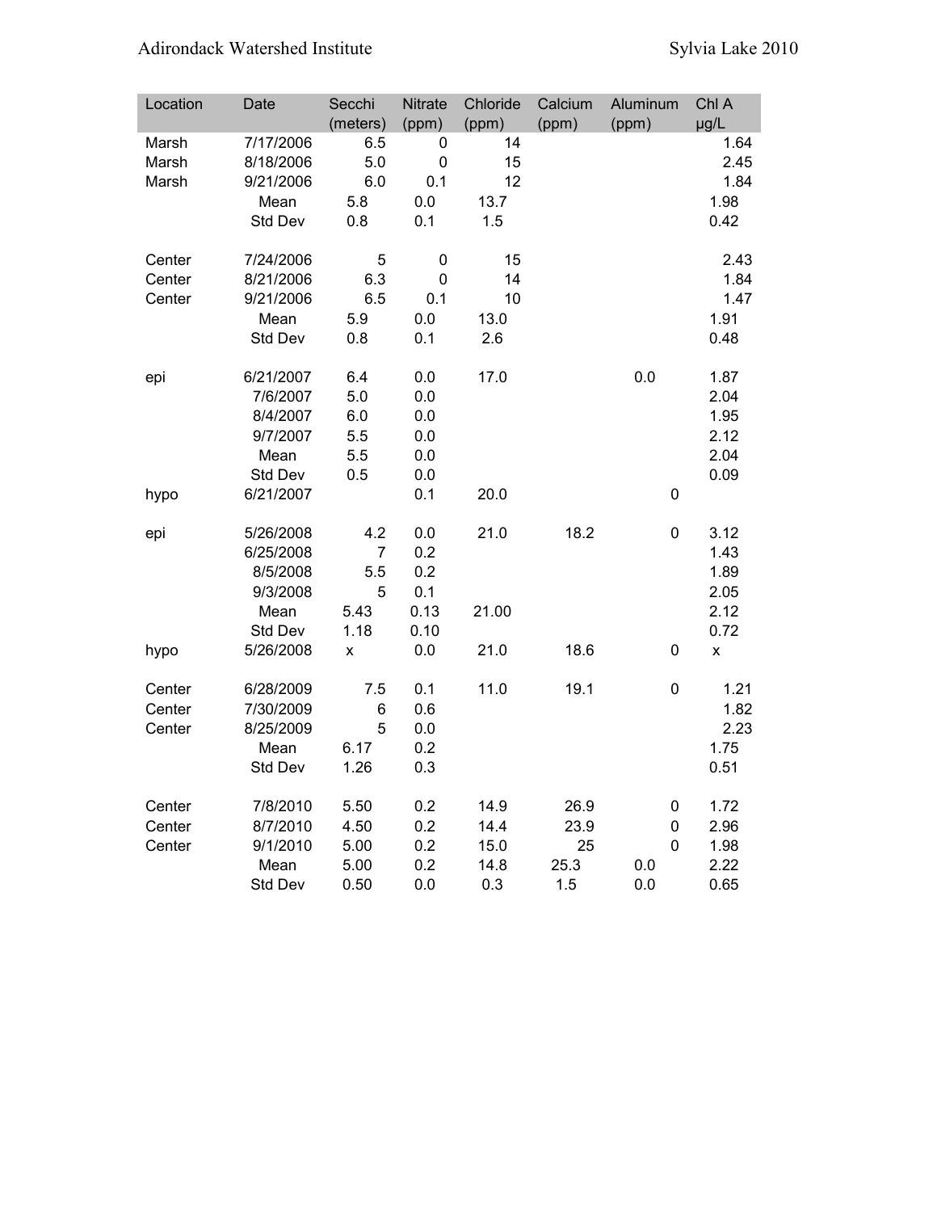| Location | Date | Secchi (meters) | Nitrate (ppm) | Chloride (ppm) | Calcium (ppm) | Aluminum (ppm) | Chl A µg/L |
|---|---|---|---|---|---|---|---|
| Marsh | 7/17/2006 | 6.5 | 0 | 14 | | | 1.64 |
| Marsh | 8/18/2006 | 5.0 | 0 | 15 | | | 2.45 |
| Marsh | 9/21/2006 | 6.0 | 0.1 | 12 | | | 1.84 |
| | Mean | 5.8 | 0.0 | 13.7 | | | 1.98 |
| | Std Dev | 0.8 | 0.1 | 1.5 | | | 0.42 |
| | | | | | | | |
| Center | 7/24/2006 | 5 | 0 | 15 | | | 2.43 |
| Center | 8/21/2006 | 6.3 | 0 | 14 | | | 1.84 |
| Center | 9/21/2006 | 6.5 | 0.1 | 10 | | | 1.47 |
| | Mean | 5.9 | 0.0 | 13.0 | | | 1.91 |
| | Std Dev | 0.8 | 0.1 | 2.6 | | | 0.48 |
| | | | | | | | |
| epi | 6/21/2007 | 6.4 | 0.0 | 17.0 | | 0.0 | 1.87 |
| | 7/6/2007 | 5.0 | 0.0 | | | | 2.04 |
| | 8/4/2007 | 6.0 | 0.0 | | | | 1.95 |
| | 9/7/2007 | 5.5 | 0.0 | | | | 2.12 |
| | Mean | 5.5 | 0.0 | | | | 2.04 |
| | Std Dev | 0.5 | 0.0 | | | | 0.09 |
| hypo | 6/21/2007 | | 0.1 | 20.0 | | 0 | |
| | | | | | | | |
| epi | 5/26/2008 | 4.2 | 0.0 | 21.0 | 18.2 | 0 | 3.12 |
| | 6/25/2008 | 7 | 0.2 | | | | 1.43 |
| | 8/5/2008 | 5.5 | 0.2 | | | | 1.89 |
| | 9/3/2008 | 5 | 0.1 | | | | 2.05 |
| | Mean | 5.43 | 0.13 | 21.00 | | | 2.12 |
| | Std Dev | 1.18 | 0.10 | | | | 0.72 |
| hypo | 5/26/2008 | x | 0.0 | 21.0 | 18.6 | 0 | x |
| | | | | | | | |
| Center | 6/28/2009 | 7.5 | 0.1 | 11.0 | 19.1 | 0 | 1.21 |
| Center | 7/30/2009 | 6 | 0.6 | | | | 1.82 |
| Center | 8/25/2009 | 5 | 0.0 | | | | 2.23 |
| | Mean | 6.17 | 0.2 | | | | 1.75 |
| | Std Dev | 1.26 | 0.3 | | | | 0.51 |
| | | | | | | | |
| Center | 7/8/2010 | 5.50 | 0.2 | 14.9 | 26.9 | 0 | 1.72 |
| Center | 8/7/2010 | 4.50 | 0.2 | 14.4 | 23.9 | 0 | 2.96 |
| Center | 9/1/2010 | 5.00 | 0.2 | 15.0 | 25 | 0 | 1.98 |
| | Mean | 5.00 | 0.2 | 14.8 | 25.3 | 0.0 | 2.22 |
| | Std Dev | 0.50 | 0.0 | 0.3 | 1.5 | 0.0 | 0.65 |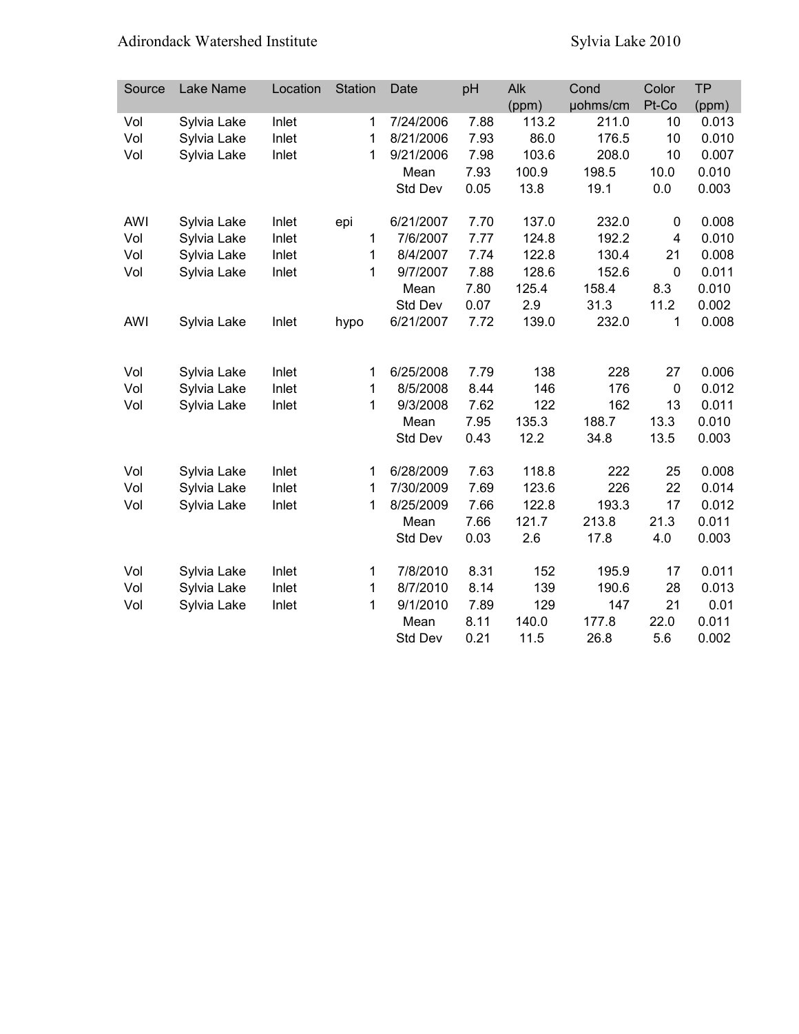| Source | Lake Name | Location | Station | Date | pH | Alk (ppm) | Cond µohms/cm | Color Pt-Co | TP (ppm) |
|---|---|---|---|---|---|---|---|---|---|
| Vol | Sylvia Lake | Inlet | 1 | 7/24/2006 | 7.88 | 113.2 | 211.0 | 10 | 0.013 |
| Vol | Sylvia Lake | Inlet | 1 | 8/21/2006 | 7.93 | 86.0 | 176.5 | 10 | 0.010 |
| Vol | Sylvia Lake | Inlet | 1 | 9/21/2006 | 7.98 | 103.6 | 208.0 | 10 | 0.007 |
| | | | | Mean | 7.93 | 100.9 | 198.5 | 10.0 | 0.010 |
| | | | | Std Dev | 0.05 | 13.8 | 19.1 | 0.0 | 0.003 |
| AWI | Sylvia Lake | Inlet | epi | 6/21/2007 | 7.70 | 137.0 | 232.0 | 0 | 0.008 |
| Vol | Sylvia Lake | Inlet | 1 | 7/6/2007 | 7.77 | 124.8 | 192.2 | 4 | 0.010 |
| Vol | Sylvia Lake | Inlet | 1 | 8/4/2007 | 7.74 | 122.8 | 130.4 | 21 | 0.008 |
| Vol | Sylvia Lake | Inlet | 1 | 9/7/2007 | 7.88 | 128.6 | 152.6 | 0 | 0.011 |
| | | | | Mean | 7.80 | 125.4 | 158.4 | 8.3 | 0.010 |
| | | | | Std Dev | 0.07 | 2.9 | 31.3 | 11.2 | 0.002 |
| AWI | Sylvia Lake | Inlet | hypo | 6/21/2007 | 7.72 | 139.0 | 232.0 | 1 | 0.008 |
| Vol | Sylvia Lake | Inlet | 1 | 6/25/2008 | 7.79 | 138 | 228 | 27 | 0.006 |
| Vol | Sylvia Lake | Inlet | 1 | 8/5/2008 | 8.44 | 146 | 176 | 0 | 0.012 |
| Vol | Sylvia Lake | Inlet | 1 | 9/3/2008 | 7.62 | 122 | 162 | 13 | 0.011 |
| | | | | Mean | 7.95 | 135.3 | 188.7 | 13.3 | 0.010 |
| | | | | Std Dev | 0.43 | 12.2 | 34.8 | 13.5 | 0.003 |
| Vol | Sylvia Lake | Inlet | 1 | 6/28/2009 | 7.63 | 118.8 | 222 | 25 | 0.008 |
| Vol | Sylvia Lake | Inlet | 1 | 7/30/2009 | 7.69 | 123.6 | 226 | 22 | 0.014 |
| Vol | Sylvia Lake | Inlet | 1 | 8/25/2009 | 7.66 | 122.8 | 193.3 | 17 | 0.012 |
| | | | | Mean | 7.66 | 121.7 | 213.8 | 21.3 | 0.011 |
| | | | | Std Dev | 0.03 | 2.6 | 17.8 | 4.0 | 0.003 |
| Vol | Sylvia Lake | Inlet | 1 | 7/8/2010 | 8.31 | 152 | 195.9 | 17 | 0.011 |
| Vol | Sylvia Lake | Inlet | 1 | 8/7/2010 | 8.14 | 139 | 190.6 | 28 | 0.013 |
| Vol | Sylvia Lake | Inlet | 1 | 9/1/2010 | 7.89 | 129 | 147 | 21 | 0.01 |
| | | | | Mean | 8.11 | 140.0 | 177.8 | 22.0 | 0.011 |
| | | | | Std Dev | 0.21 | 11.5 | 26.8 | 5.6 | 0.002 |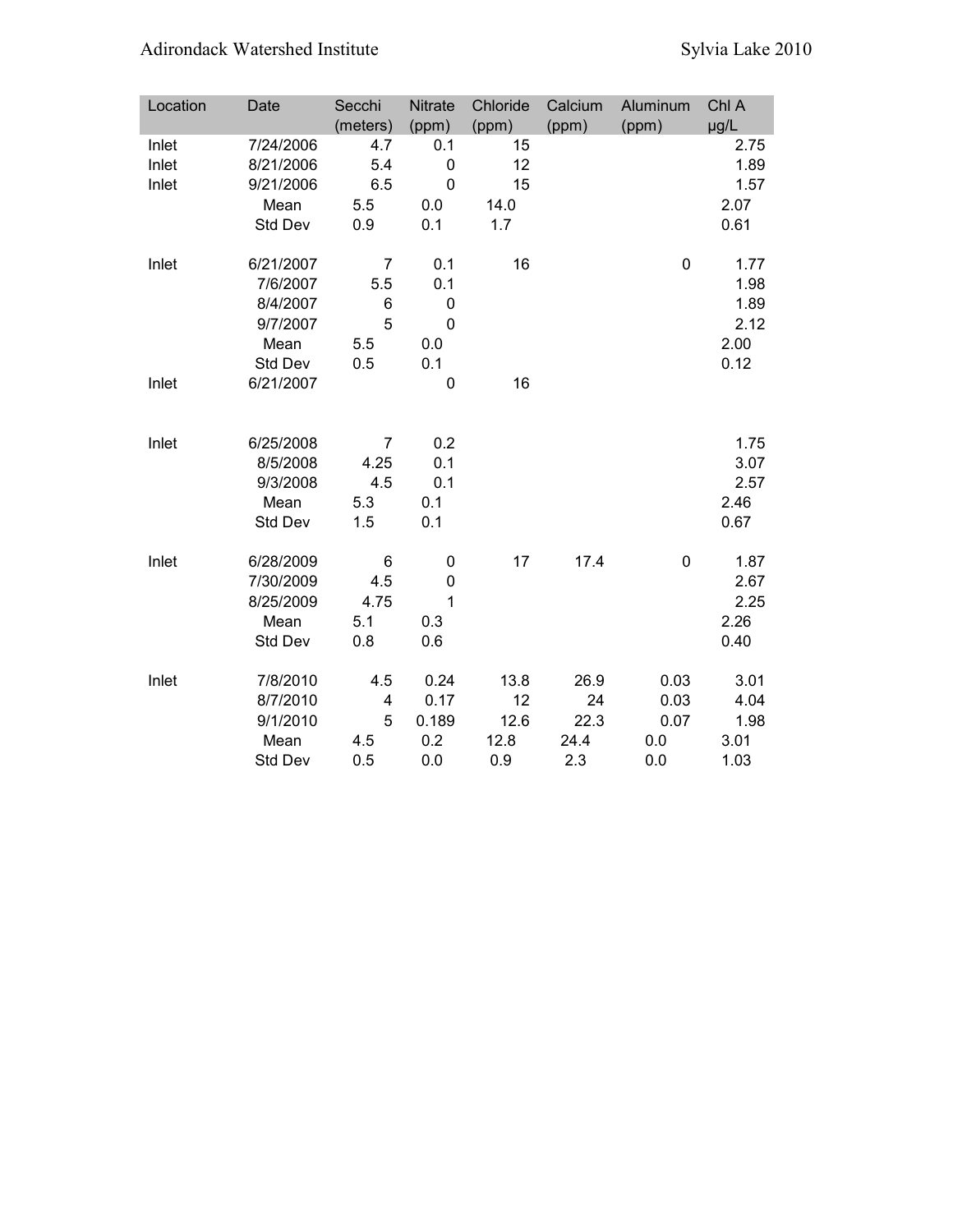| Location | Date | Secchi (meters) | Nitrate (ppm) | Chloride (ppm) | Calcium (ppm) | Aluminum (ppm) | Chl A µg/L |
|---|---|---|---|---|---|---|---|
| Inlet | 7/24/2006 | 4.7 | 0.1 | 15 | | | 2.75 |
| Inlet | 8/21/2006 | 5.4 | 0 | 12 | | | 1.89 |
| Inlet | 9/21/2006 | 6.5 | 0 | 15 | | | 1.57 |
| | Mean | 5.5 | 0.0 | 14.0 | | | 2.07 |
| | Std Dev | 0.9 | 0.1 | 1.7 | | | 0.61 |
| | | | | | | | |
| Inlet | 6/21/2007 | 7 | 0.1 | 16 | | 0 | 1.77 |
| | 7/6/2007 | 5.5 | 0.1 | | | | 1.98 |
| | 8/4/2007 | 6 | 0 | | | | 1.89 |
| | 9/7/2007 | 5 | 0 | | | | 2.12 |
| | Mean | 5.5 | 0.0 | | | | 2.00 |
| | Std Dev | 0.5 | 0.1 | | | | 0.12 |
| Inlet | 6/21/2007 | | 0 | 16 | | | |
| | | | | | | | |
| Inlet | 6/25/2008 | 7 | 0.2 | | | | 1.75 |
| | 8/5/2008 | 4.25 | 0.1 | | | | 3.07 |
| | 9/3/2008 | 4.5 | 0.1 | | | | 2.57 |
| | Mean | 5.3 | 0.1 | | | | 2.46 |
| | Std Dev | 1.5 | 0.1 | | | | 0.67 |
| | | | | | | | |
| Inlet | 6/28/2009 | 6 | 0 | 17 | 17.4 | 0 | 1.87 |
| | 7/30/2009 | 4.5 | 0 | | | | 2.67 |
| | 8/25/2009 | 4.75 | 1 | | | | 2.25 |
| | Mean | 5.1 | 0.3 | | | | 2.26 |
| | Std Dev | 0.8 | 0.6 | | | | 0.40 |
| | | | | | | | |
| Inlet | 7/8/2010 | 4.5 | 0.24 | 13.8 | 26.9 | 0.03 | 3.01 |
| | 8/7/2010 | 4 | 0.17 | 12 | 24 | 0.03 | 4.04 |
| | 9/1/2010 | 5 | 0.189 | 12.6 | 22.3 | 0.07 | 1.98 |
| | Mean | 4.5 | 0.2 | 12.8 | 24.4 | 0.0 | 3.01 |
| | Std Dev | 0.5 | 0.0 | 0.9 | 2.3 | 0.0 | 1.03 |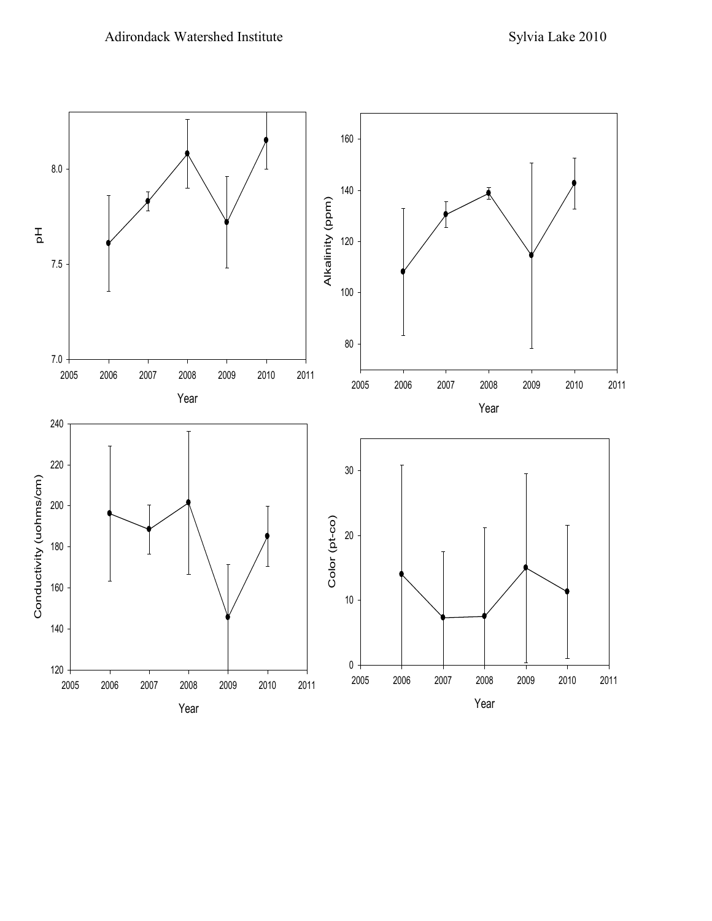pH

8.0

7.5

7.0

2005 2006 2007 2008 2009 2010 2011

Year

Alkalinity (ppm)

160

140

120

100

80

2005 2006 2007 2008 2009 2010 2011

Year

Conductivity (uohms/cm)

240

220

200

180

160

140

120

2005 2006 2007 2008 2009 2010 2011

Year

Color (pt-co)

30

20

10

0

2005 2006 2007 2008 2009 2010 2011

Year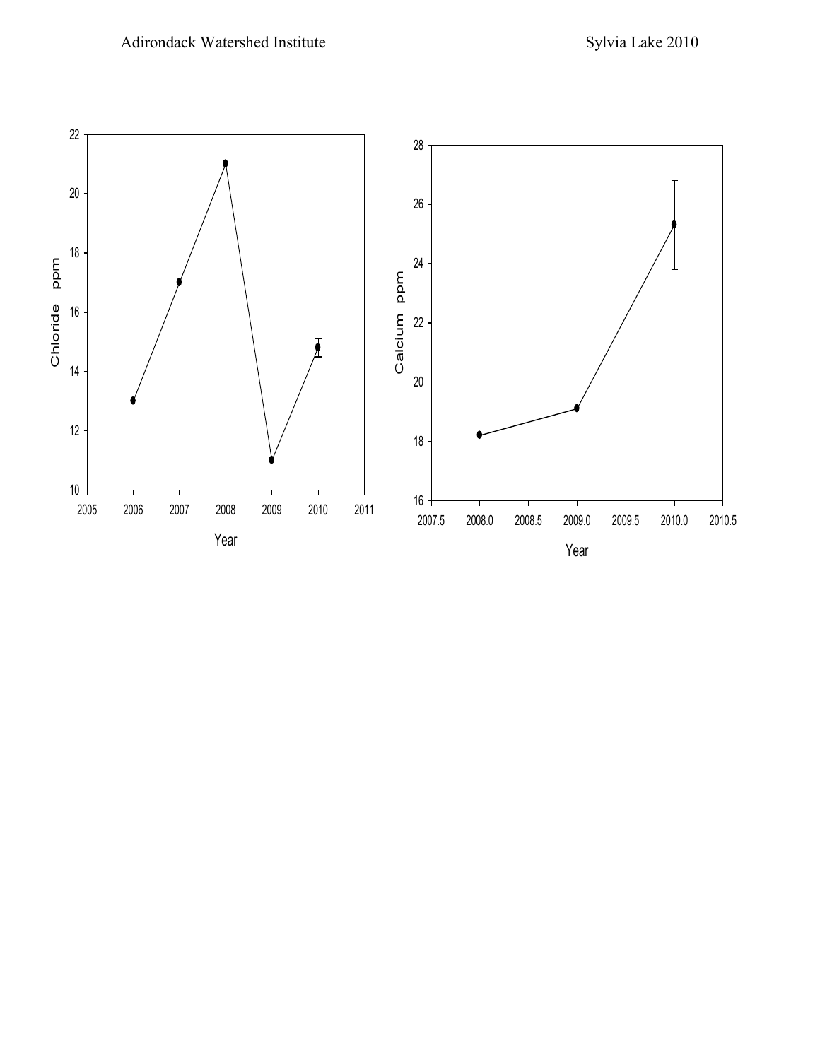22

20

18

16

14

12

10

Chloride ppm

2005 2006 2007 2008 2009 2010 2011

Year

28

26

24

22

20

18

16

Calcium ppm

2007.5 2008.0 2008.5 2009.0 2009.5 2010.0 2010.5

Year